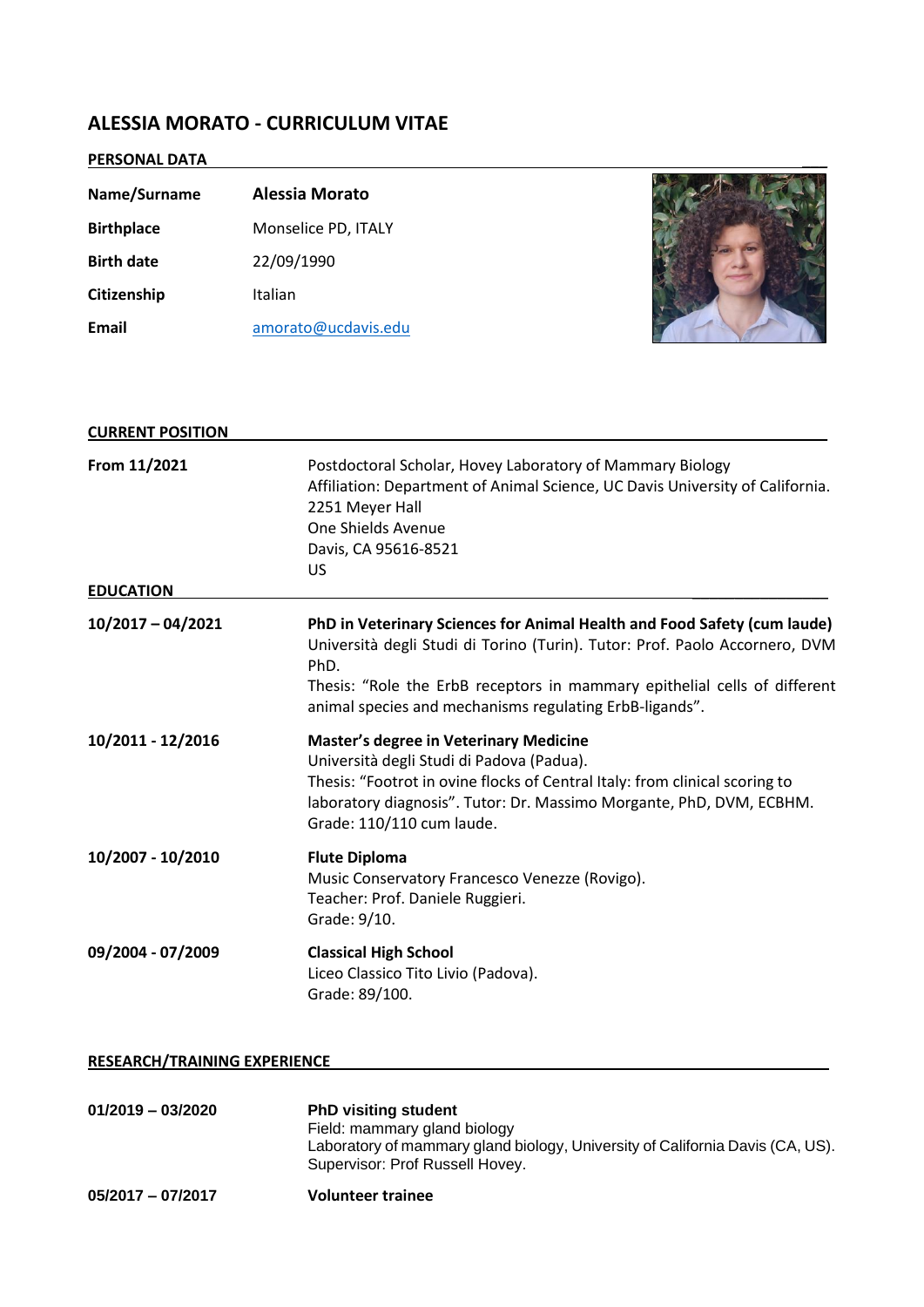# ALESSIA MORATO - CURRICULUM VITAE

## PERSONAL DATA

| | |
|---|---|
| **Name/Surname** | **Alessia Morato** |
| **Birthplace** | Monselice PD, ITALY |
| **Birth date** | 22/09/1990 |
| **Citizenship** | Italian |
| **Email** | amorato@ucdavis.edu |

## CURRENT POSITION

**From 11/2021**

Postdoctoral Scholar, Hovey Laboratory of Mammary Biology
Affiliation: Department of Animal Science, UC Davis University of California.
2251 Meyer Hall
One Shields Avenue
Davis, CA 95616-8521
US

## EDUCATION

**10/2017 – 04/2021**

**PhD in Veterinary Sciences for Animal Health and Food Safety (cum laude)**
Università degli Studi di Torino (Turin). Tutor: Prof. Paolo Accornero, DVM PhD.
Thesis: "Role the ErbB receptors in mammary epithelial cells of different animal species and mechanisms regulating ErbB-ligands".

**10/2011 - 12/2016**

**Master's degree in Veterinary Medicine**
Università degli Studi di Padova (Padua).
Thesis: "Footrot in ovine flocks of Central Italy: from clinical scoring to laboratory diagnosis". Tutor: Dr. Massimo Morgante, PhD, DVM, ECBHM.
Grade: 110/110 cum laude.

**10/2007 - 10/2010**

**Flute Diploma**
Music Conservatory Francesco Venezze (Rovigo).
Teacher: Prof. Daniele Ruggieri.
Grade: 9/10.

**09/2004 - 07/2009**

**Classical High School**
Liceo Classico Tito Livio (Padova).
Grade: 89/100.

## RESEARCH/TRAINING EXPERIENCE

**01/2019 – 03/2020**

**PhD visiting student**
Field: mammary gland biology
Laboratory of mammary gland biology, University of California Davis (CA, US).
Supervisor: Prof Russell Hovey.

**05/2017 – 07/2017**

**Volunteer trainee**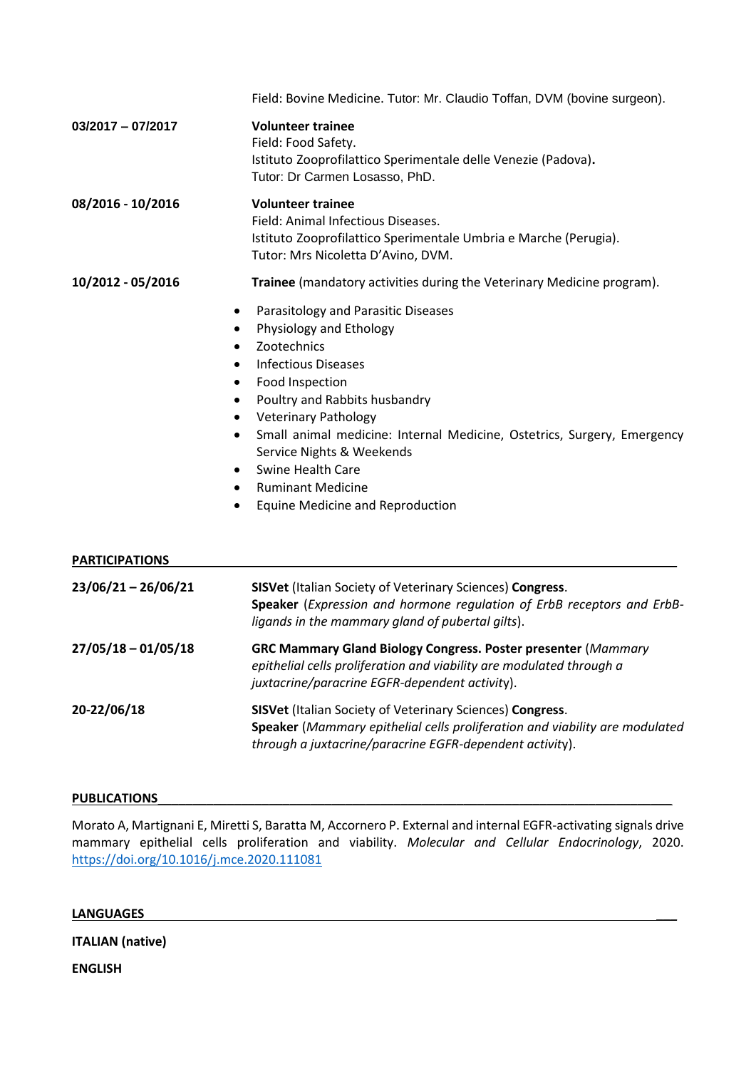Field: Bovine Medicine. Tutor: Mr. Claudio Toffan, DVM (bovine surgeon).

**03/2017 – 07/2017**

**Volunteer trainee**
Field: Food Safety.
Istituto Zooprofilattico Sperimentale delle Venezie (Padova)**.**
Tutor: Dr Carmen Losasso, PhD.

**08/2016 - 10/2016**

**Volunteer trainee**
Field: Animal Infectious Diseases.
Istituto Zooprofilattico Sperimentale Umbria e Marche (Perugia).
Tutor: Mrs Nicoletta D'Avino, DVM.

**10/2012 - 05/2016**

**Trainee** (mandatory activities during the Veterinary Medicine program).

- Parasitology and Parasitic Diseases
- Physiology and Ethology
- Zootechnics
- Infectious Diseases
- Food Inspection
- Poultry and Rabbits husbandry
- Veterinary Pathology
- Small animal medicine: Internal Medicine, Ostetrics, Surgery, Emergency Service Nights & Weekends
- Swine Health Care
- Ruminant Medicine
- Equine Medicine and Reproduction

## PARTICIPATIONS

**23/06/21 – 26/06/21**

**SISVet** (Italian Society of Veterinary Sciences) **Congress**.
**Speaker** (*Expression and hormone regulation of ErbB receptors and ErbB-ligands in the mammary gland of pubertal gilts*).

**27/05/18 – 01/05/18**

**GRC Mammary Gland Biology Congress. Poster presenter** (*Mammary epithelial cells proliferation and viability are modulated through a juxtacrine/paracrine EGFR-dependent activity*).

**20-22/06/18**

**SISVet** (Italian Society of Veterinary Sciences) **Congress**.
**Speaker** (*Mammary epithelial cells proliferation and viability are modulated through a juxtacrine/paracrine EGFR-dependent activity*).

## PUBLICATIONS

Morato A, Martignani E, Miretti S, Baratta M, Accornero P. External and internal EGFR-activating signals drive mammary epithelial cells proliferation and viability. *Molecular and Cellular Endocrinology*, 2020. https://doi.org/10.1016/j.mce.2020.111081

## LANGUAGES

**ITALIAN (native)**

**ENGLISH**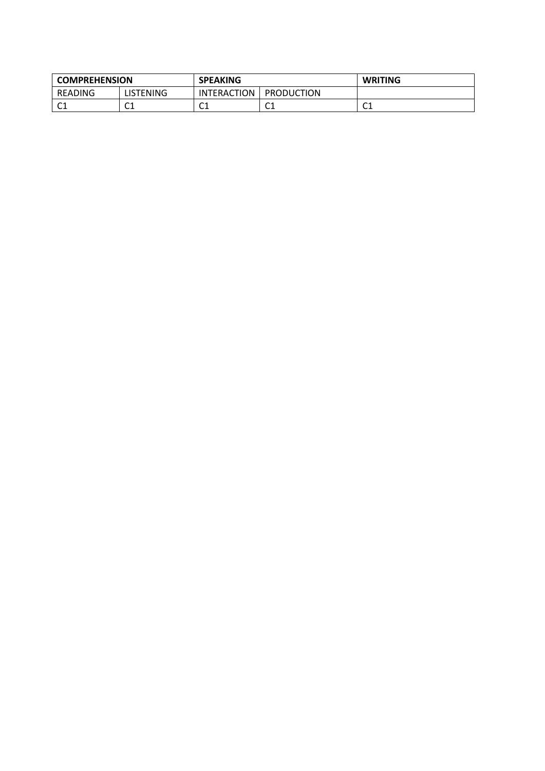| **COMPREHENSION** | | **SPEAKING** | | **WRITING** |
|---|---|---|---|---|
| READING | LISTENING | INTERACTION | PRODUCTION | |
| C1 | C1 | C1 | C1 | C1 |